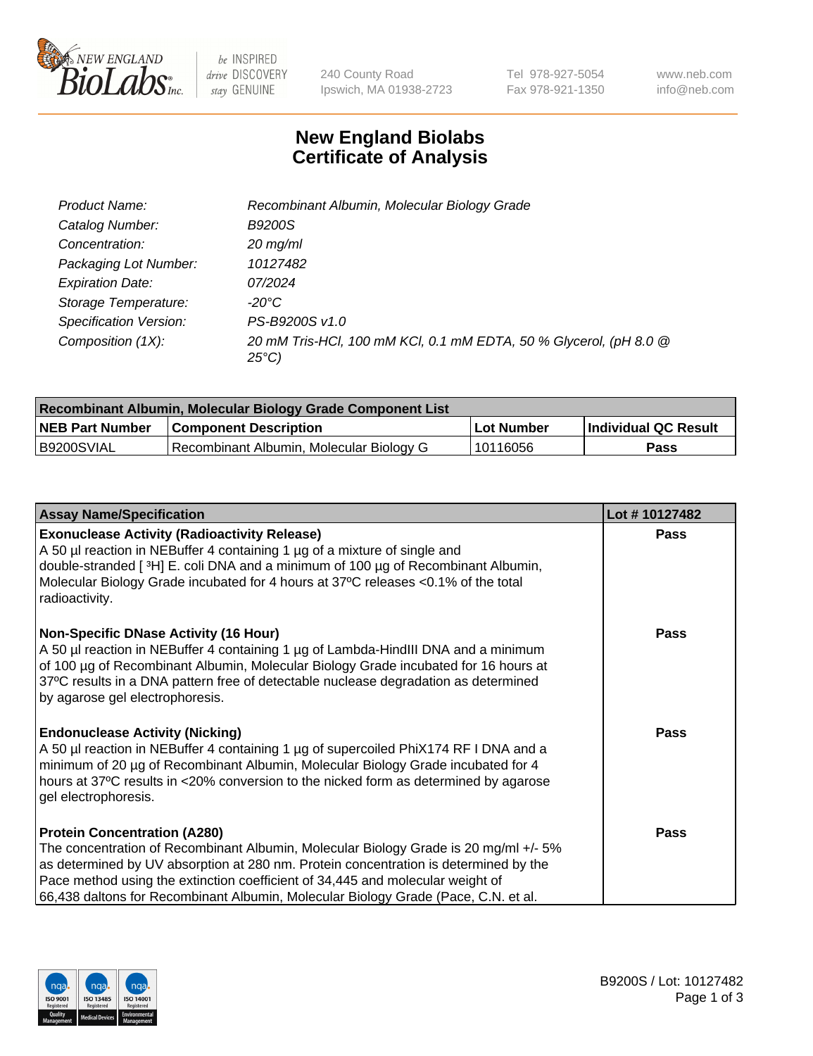240 County Road
Ipswich, MA 01938-2723

Tel 978-927-5054
Fax 978-921-1350

www.neb.com
info@neb.com

# New England Biolabs
# Certificate of Analysis

| | |
|---|---|
| *Product Name:* | *Recombinant Albumin, Molecular Biology Grade* |
| *Catalog Number:* | *B9200S* |
| *Concentration:* | *20 mg/ml* |
| *Packaging Lot Number:* | *10127482* |
| *Expiration Date:* | *07/2024* |
| *Storage Temperature:* | *-20°C* |
| *Specification Version:* | *PS-B9200S v1.0* |
| *Composition (1X):* | *20 mM Tris-HCl, 100 mM KCl, 0.1 mM EDTA, 50 % Glycerol, (pH 8.0 @ 25°C)* |

| Recombinant Albumin, Molecular Biology Grade Component List | | | |
|---|---|---|---|
| **NEB Part Number** | **Component Description** | **Lot Number** | **Individual QC Result** |
| B9200SVIAL | Recombinant Albumin, Molecular Biology G | 10116056 | **Pass** |

| Assay Name/Specification | Lot # 10127482 |
|---|---|
| **Exonuclease Activity (Radioactivity Release)**<br>A 50 µl reaction in NEBuffer 4 containing 1 µg of a mixture of single and double-stranded [ $^3$H] E. coli DNA and a minimum of 100 µg of Recombinant Albumin, Molecular Biology Grade incubated for 4 hours at 37ºC releases <0.1% of the total radioactivity. | **Pass** |
| **Non-Specific DNase Activity (16 Hour)**<br>A 50 µl reaction in NEBuffer 4 containing 1 µg of Lambda-HindIII DNA and a minimum of 100 µg of Recombinant Albumin, Molecular Biology Grade incubated for 16 hours at 37ºC results in a DNA pattern free of detectable nuclease degradation as determined by agarose gel electrophoresis. | **Pass** |
| **Endonuclease Activity (Nicking)**<br>A 50 µl reaction in NEBuffer 4 containing 1 µg of supercoiled PhiX174 RF I DNA and a minimum of 20 µg of Recombinant Albumin, Molecular Biology Grade incubated for 4 hours at 37ºC results in <20% conversion to the nicked form as determined by agarose gel electrophoresis. | **Pass** |
| **Protein Concentration (A280)**<br>The concentration of Recombinant Albumin, Molecular Biology Grade is 20 mg/ml +/- 5% as determined by UV absorption at 280 nm. Protein concentration is determined by the Pace method using the extinction coefficient of 34,445 and molecular weight of 66,438 daltons for Recombinant Albumin, Molecular Biology Grade (Pace, C.N. et al. | **Pass** |

B9200S / Lot: 10127482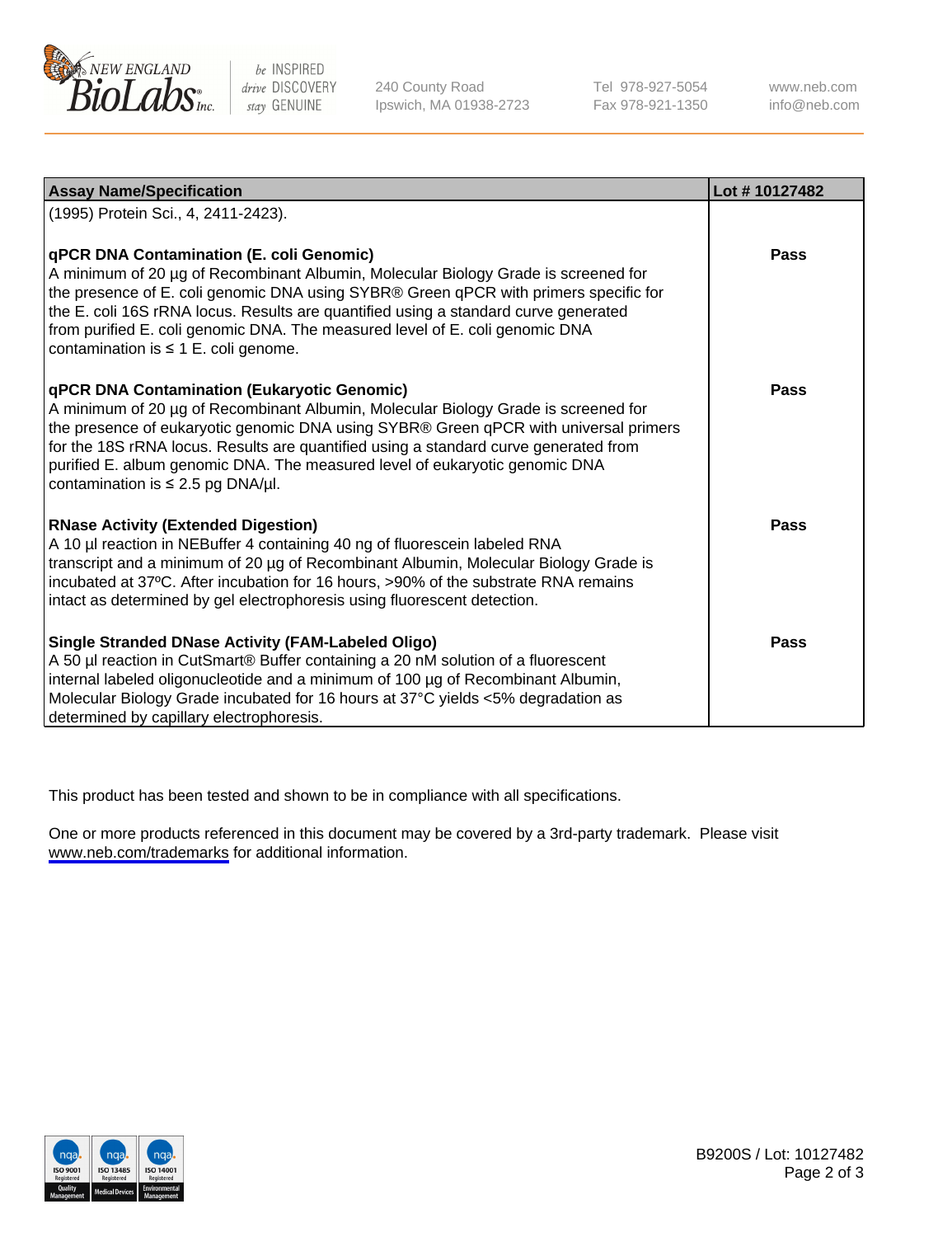| Assay Name/Specification | Lot # 10127482 |
| --- | --- |
| (1995) Protein Sci., 4, 2411-2423). | |
| **qPCR DNA Contamination (E. coli Genomic)**<br>A minimum of 20 µg of Recombinant Albumin, Molecular Biology Grade is screened for the presence of E. coli genomic DNA using SYBR® Green qPCR with primers specific for the E. coli 16S rRNA locus. Results are quantified using a standard curve generated from purified E. coli genomic DNA. The measured level of E. coli genomic DNA contamination is ≤ 1 E. coli genome. | **Pass** |
| **qPCR DNA Contamination (Eukaryotic Genomic)**<br>A minimum of 20 µg of Recombinant Albumin, Molecular Biology Grade is screened for the presence of eukaryotic genomic DNA using SYBR® Green qPCR with universal primers for the 18S rRNA locus. Results are quantified using a standard curve generated from purified E. album genomic DNA. The measured level of eukaryotic genomic DNA contamination is ≤ 2.5 pg DNA/µl. | **Pass** |
| **RNase Activity (Extended Digestion)**<br>A 10 µl reaction in NEBuffer 4 containing 40 ng of fluorescein labeled RNA transcript and a minimum of 20 µg of Recombinant Albumin, Molecular Biology Grade is incubated at 37ºC. After incubation for 16 hours, >90% of the substrate RNA remains intact as determined by gel electrophoresis using fluorescent detection. | **Pass** |
| **Single Stranded DNase Activity (FAM-Labeled Oligo)**<br>A 50 µl reaction in CutSmart® Buffer containing a 20 nM solution of a fluorescent internal labeled oligonucleotide and a minimum of 100 µg of Recombinant Albumin, Molecular Biology Grade incubated for 16 hours at 37°C yields <5% degradation as determined by capillary electrophoresis. | **Pass** |

This product has been tested and shown to be in compliance with all specifications.

One or more products referenced in this document may be covered by a 3rd-party trademark. Please visit www.neb.com/trademarks for additional information.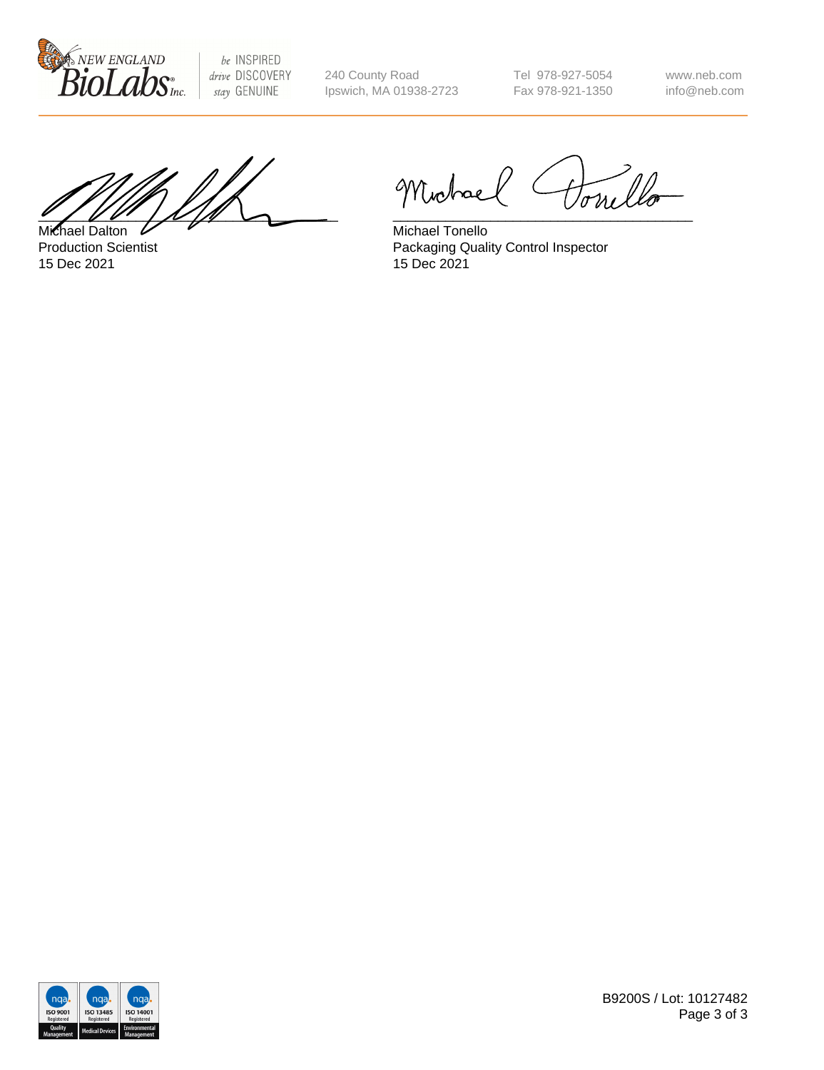Michael Dalton
Production Scientist
15 Dec 2021

Michael Tonello
Packaging Quality Control Inspector
15 Dec 2021